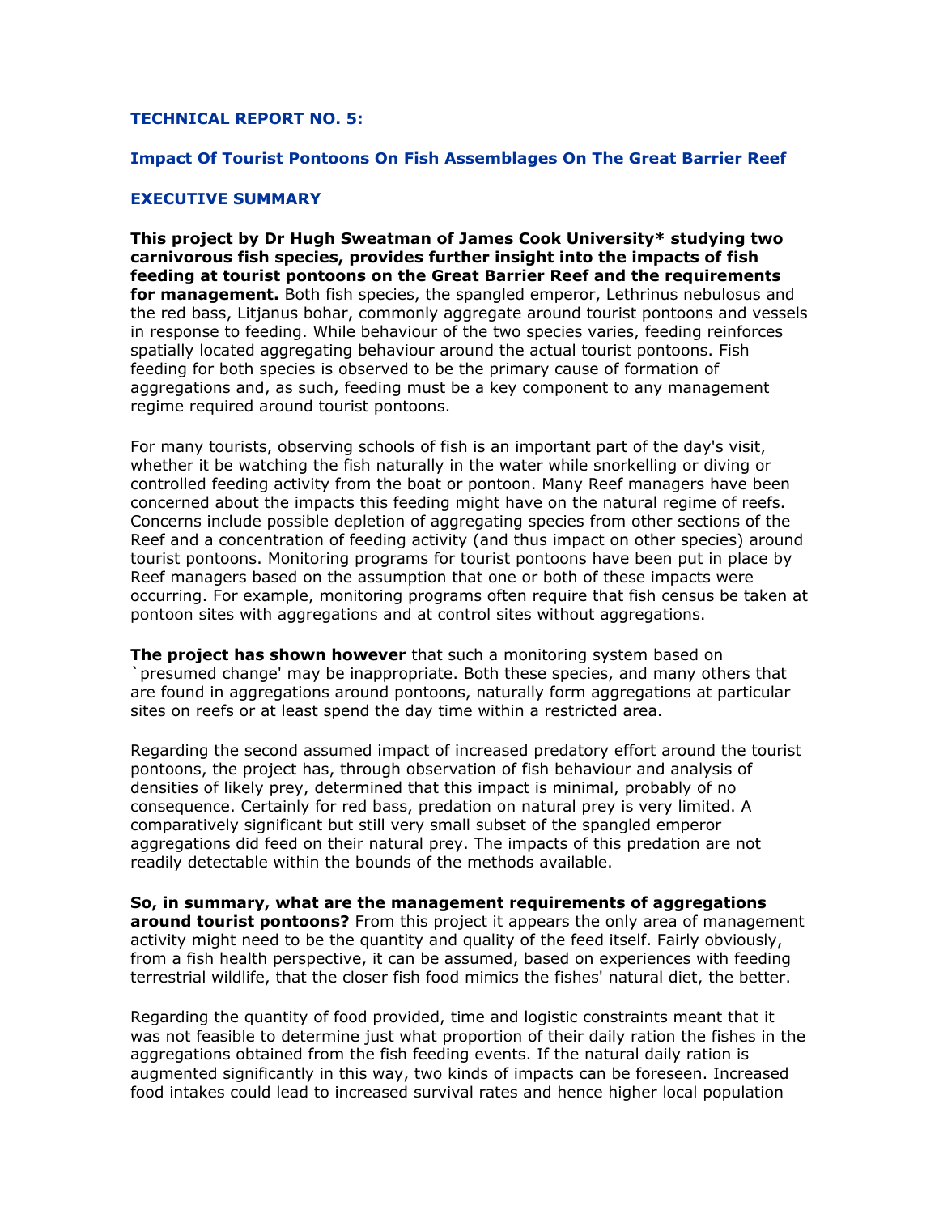**TECHNICAL REPORT NO. 5:**

**Impact Of Tourist Pontoons On Fish Assemblages On The Great Barrier Reef**

## EXECUTIVE SUMMARY

**This project by Dr Hugh Sweatman of James Cook University* studying two carnivorous fish species, provides further insight into the impacts of fish feeding at tourist pontoons on the Great Barrier Reef and the requirements for management.** Both fish species, the spangled emperor, Lethrinus nebulosus and the red bass, Litjanus bohar, commonly aggregate around tourist pontoons and vessels in response to feeding. While behaviour of the two species varies, feeding reinforces spatially located aggregating behaviour around the actual tourist pontoons. Fish feeding for both species is observed to be the primary cause of formation of aggregations and, as such, feeding must be a key component to any management regime required around tourist pontoons.

For many tourists, observing schools of fish is an important part of the day's visit, whether it be watching the fish naturally in the water while snorkelling or diving or controlled feeding activity from the boat or pontoon. Many Reef managers have been concerned about the impacts this feeding might have on the natural regime of reefs. Concerns include possible depletion of aggregating species from other sections of the Reef and a concentration of feeding activity (and thus impact on other species) around tourist pontoons. Monitoring programs for tourist pontoons have been put in place by Reef managers based on the assumption that one or both of these impacts were occurring. For example, monitoring programs often require that fish census be taken at pontoon sites with aggregations and at control sites without aggregations.

**The project has shown however** that such a monitoring system based on `presumed change' may be inappropriate. Both these species, and many others that are found in aggregations around pontoons, naturally form aggregations at particular sites on reefs or at least spend the day time within a restricted area.

Regarding the second assumed impact of increased predatory effort around the tourist pontoons, the project has, through observation of fish behaviour and analysis of densities of likely prey, determined that this impact is minimal, probably of no consequence. Certainly for red bass, predation on natural prey is very limited. A comparatively significant but still very small subset of the spangled emperor aggregations did feed on their natural prey. The impacts of this predation are not readily detectable within the bounds of the methods available.

**So, in summary, what are the management requirements of aggregations around tourist pontoons?** From this project it appears the only area of management activity might need to be the quantity and quality of the feed itself. Fairly obviously, from a fish health perspective, it can be assumed, based on experiences with feeding terrestrial wildlife, that the closer fish food mimics the fishes' natural diet, the better.

Regarding the quantity of food provided, time and logistic constraints meant that it was not feasible to determine just what proportion of their daily ration the fishes in the aggregations obtained from the fish feeding events. If the natural daily ration is augmented significantly in this way, two kinds of impacts can be foreseen. Increased food intakes could lead to increased survival rates and hence higher local population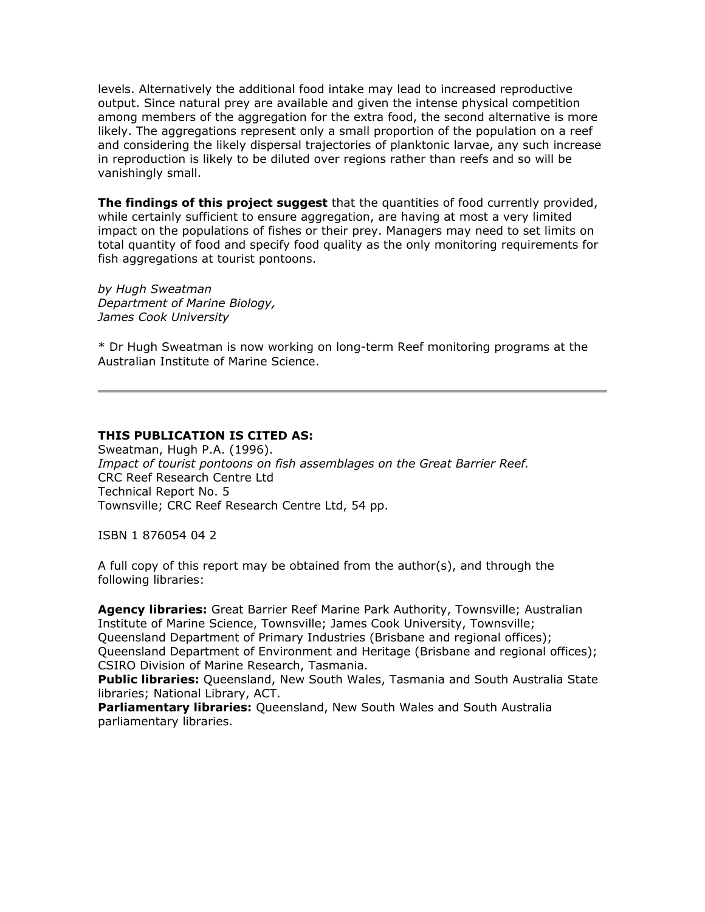levels. Alternatively the additional food intake may lead to increased reproductive output. Since natural prey are available and given the intense physical competition among members of the aggregation for the extra food, the second alternative is more likely. The aggregations represent only a small proportion of the population on a reef and considering the likely dispersal trajectories of planktonic larvae, any such increase in reproduction is likely to be diluted over regions rather than reefs and so will be vanishingly small.

**The findings of this project suggest** that the quantities of food currently provided, while certainly sufficient to ensure aggregation, are having at most a very limited impact on the populations of fishes or their prey. Managers may need to set limits on total quantity of food and specify food quality as the only monitoring requirements for fish aggregations at tourist pontoons.

*by Hugh Sweatman*
*Department of Marine Biology,*
*James Cook University*

* Dr Hugh Sweatman is now working on long-term Reef monitoring programs at the Australian Institute of Marine Science.

---

**THIS PUBLICATION IS CITED AS:**
Sweatman, Hugh P.A. (1996).
*Impact of tourist pontoons on fish assemblages on the Great Barrier Reef.*
CRC Reef Research Centre Ltd
Technical Report No. 5
Townsville; CRC Reef Research Centre Ltd, 54 pp.

ISBN 1 876054 04 2

A full copy of this report may be obtained from the author(s), and through the following libraries:

**Agency libraries:** Great Barrier Reef Marine Park Authority, Townsville; Australian Institute of Marine Science, Townsville; James Cook University, Townsville; Queensland Department of Primary Industries (Brisbane and regional offices); Queensland Department of Environment and Heritage (Brisbane and regional offices); CSIRO Division of Marine Research, Tasmania.
**Public libraries:** Queensland, New South Wales, Tasmania and South Australia State libraries; National Library, ACT.
**Parliamentary libraries:** Queensland, New South Wales and South Australia parliamentary libraries.